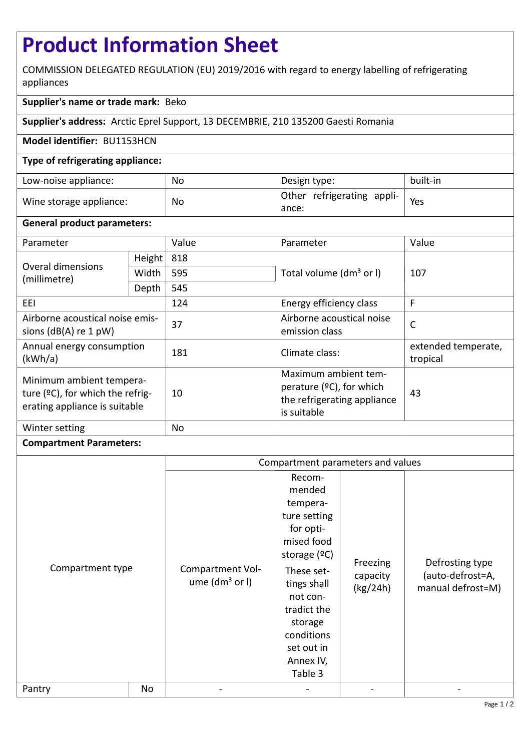# Product Information Sheet

COMMISSION DELEGATED REGULATION (EU) 2019/2016 with regard to energy labelling of refrigerating appliances

**Supplier's name or trade mark:** Beko

**Supplier's address:** Arctic Eprel Support, 13 DECEMBRIE, 210 135200 Gaesti Romania

**Model identifier:** BU1153HCN

**Type of refrigerating appliance:**

| | | | |
|---|---|---|---|
| Low-noise appliance: | No | Design type: | built-in |
| Wine storage appliance: | No | Other refrigerating appliance: | Yes |

**General product parameters:**

| Parameter | | Value | Parameter | Value |
|---|---|---|---|---|
| Overal dimensions (millimetre) | Height | 818 | Total volume (dm³ or l) | 107 |
| | Width | 595 | | |
| | Depth | 545 | | |
| EEI | | 124 | Energy efficiency class | F |
| Airborne acoustical noise emissions (dB(A) re 1 pW) | | 37 | Airborne acoustical noise emission class | C |
| Annual energy consumption (kWh/a) | | 181 | Climate class: | extended temperate, tropical |
| Minimum ambient temperature (ºC), for which the refrigerating appliance is suitable | | 10 | Maximum ambient temperature (ºC), for which the refrigerating appliance is suitable | 43 |
| Winter setting | | No | | |

**Compartment Parameters:**

| Compartment type | | Compartment parameters and values | | | |
|---|---|---|---|---|---|
| | | Compartment Volume (dm³ or l) | Recommended temperature setting for optimised food storage (ºC) These settings shall not contradict the storage conditions set out in Annex IV, Table 3 | Freezing capacity (kg/24h) | Defrosting type (auto-defrost=A, manual defrost=M) |
| Pantry | No | - | - | - | - |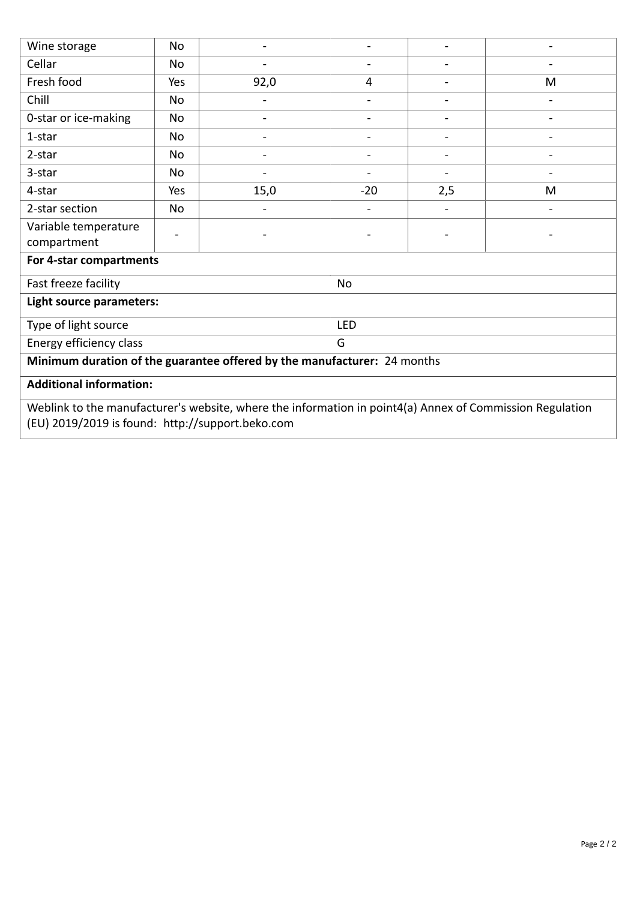| | | | | | |
|---|---|---|---|---|---|
| Wine storage | No | - | - | - | - |
| Cellar | No | - | - | - | - |
| Fresh food | Yes | 92,0 | 4 | - | M |
| Chill | No | - | - | - | - |
| 0-star or ice-making | No | - | - | - | - |
| 1-star | No | - | - | - | - |
| 2-star | No | - | - | - | - |
| 3-star | No | - | - | - | - |
| 4-star | Yes | 15,0 | -20 | 2,5 | M |
| 2-star section | No | - | - | - | - |
| Variable temperature compartment | - | - | - | - | - |

**For 4-star compartments**

| | |
|---|---|
| Fast freeze facility | No |

**Light source parameters:**

| | |
|---|---|
| Type of light source | LED |
| Energy efficiency class | G |

**Minimum duration of the guarantee offered by the manufacturer:** 24 months

**Additional information:**

Weblink to the manufacturer's website, where the information in point4(a) Annex of Commission Regulation (EU) 2019/2019 is found: http://support.beko.com